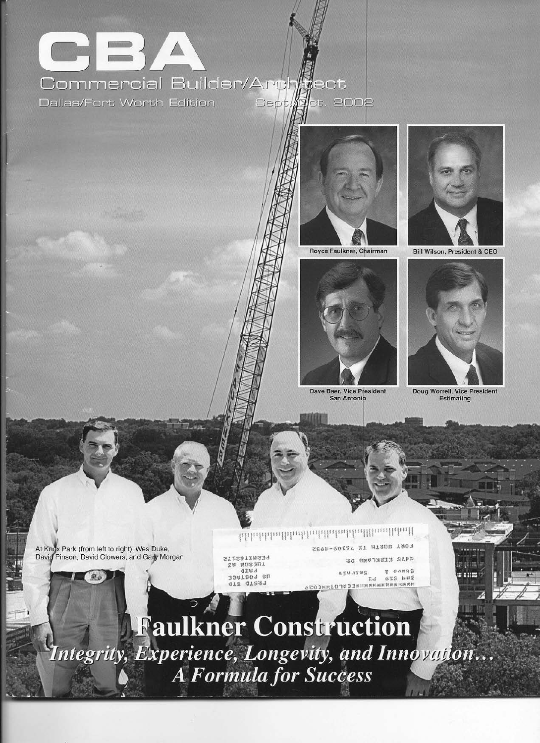# CBA

## Commercial Builder/Architect

Dallas/Fort Worth Edition Sept./Oct. 2002

Royce Faulkner, Chairman

Bill Wilson, President & CEO

Dave Baer, Vice President San Antonio

Doug Worrell, Vice President Estimating

At Knox Park (from left to right): Wes Duke, David Pinson, David Clowers, and Gary Morgan

# Faulkner Construction

***Integrity, Experience, Longevity, and Innovation... A Formula for Success***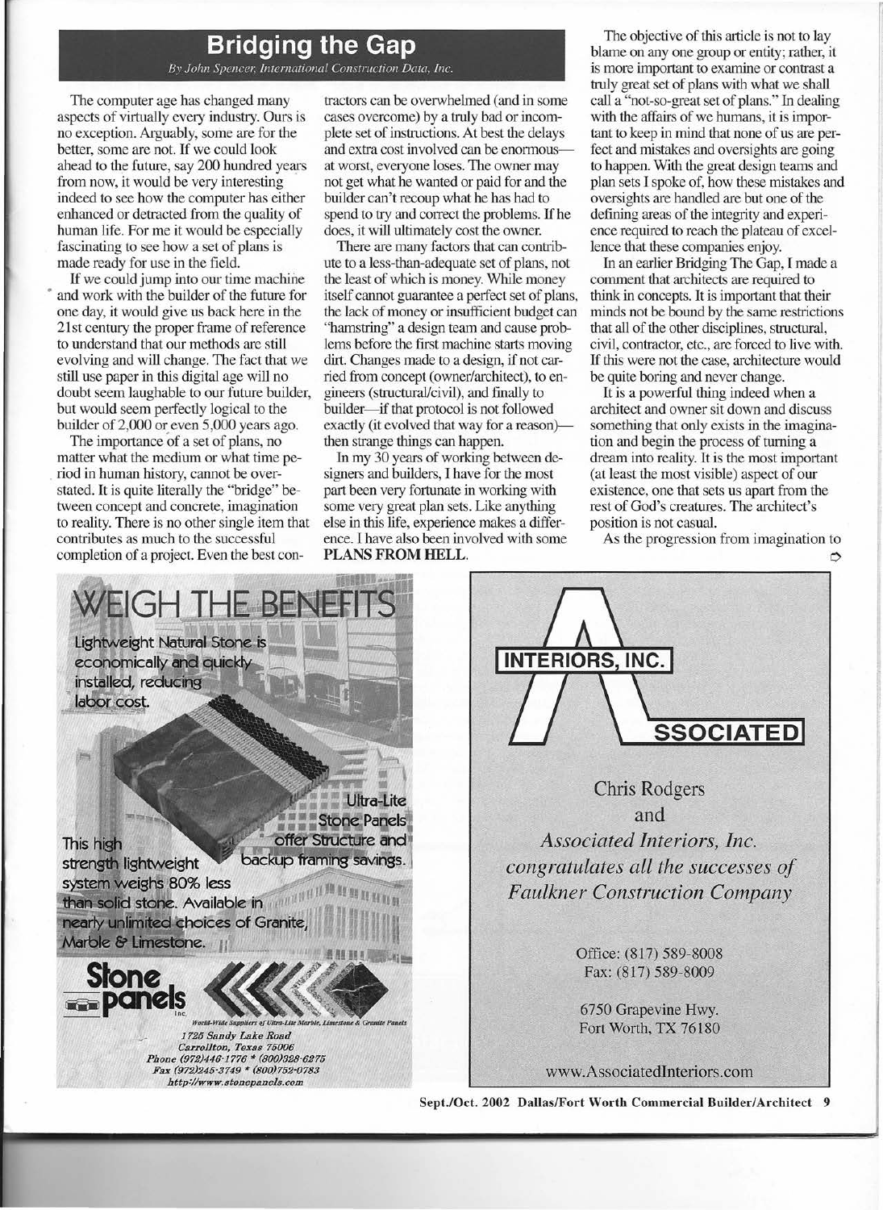## Bridging the Gap

*By John Spencer, International Construction Data, Inc.*

The computer age has changed many aspects of virtually every industry. Ours is no exception. Arguably, some are for the better, some are not. If we could look ahead to the future, say 200 hundred years from now, it would be very interesting indeed to see how the computer has either enhanced or detracted from the quality of human life. For me it would be especially fascinating to see how a set of plans is made ready for use in the field.

If we could jump into our time machine and work with the builder of the future for one day, it would give us back here in the 21st century the proper frame of reference to understand that our methods are still evolving and will change. The fact that we still use paper in this digital age will no doubt seem laughable to our future builder, but would seem perfectly logical to the builder of 2,000 or even 5,000 years ago.

The importance of a set of plans, no matter what the medium or what time period in human history, cannot be overstated. It is quite literally the "bridge" between concept and concrete, imagination to reality. There is no other single item that contributes as much to the successful completion of a project. Even the best contractors can be overwhelmed (and in some cases overcome) by a truly bad or incomplete set of instructions. At best the delays and extra cost involved can be enormous—at worst, everyone loses. The owner may not get what he wanted or paid for and the builder can't recoup what he has had to spend to try and correct the problems. If he does, it will ultimately cost the owner.

There are many factors that can contribute to a less-than-adequate set of plans, not the least of which is money. While money itself cannot guarantee a perfect set of plans, the lack of money or insufficient budget can "hamstring" a design team and cause problems before the first machine starts moving dirt. Changes made to a design, if not carried from concept (owner/architect), to engineers (structural/civil), and finally to builder—if that protocol is not followed exactly (it evolved that way for a reason)—then strange things can happen.

In my 30 years of working between designers and builders, I have for the most part been very fortunate in working with some very great plan sets. Like anything else in this life, experience makes a difference. I have also been involved with some **PLANS FROM HELL.**

The objective of this article is not to lay blame on any one group or entity; rather, it is more important to examine or contrast a truly great set of plans with what we shall call a "not-so-great set of plans." In dealing with the affairs of we humans, it is important to keep in mind that none of us are perfect and mistakes and oversights are going to happen. With the great design teams and plan sets I spoke of, how these mistakes and oversights are handled are but one of the defining areas of the integrity and experience required to reach the plateau of excellence that these companies enjoy.

In an earlier Bridging The Gap, I made a comment that architects are required to think in concepts. It is important that their minds not be bound by the same restrictions that all of the other disciplines, structural, civil, contractor, etc., are forced to live with. If this were not the case, architecture would be quite boring and never change.

It is a powerful thing indeed when a architect and owner sit down and discuss something that only exists in the imagination and begin the process of turning a dream into reality. It is the most important (at least the most visible) aspect of our existence, one that sets us apart from the rest of God's creatures. The architect's position is not casual.

As the progression from imagination to ➩

---

**WEIGH THE BENEFITS**

Lightweight Natural Stone is economically and quickly installed, reducing labor cost.

Ultra-Lite Stone Panels offer Structure and backup framing savings.

This high strength lightweight system weighs 80% less than solid stone. Available in nearly unlimited choices of Granite, Marble & Limestone.

**Stone panels** Inc.

*World-Wide Suppliers of Ultra-Lite Marble, Limestone & Granite Panels*

*1725 Sandy Lake Road*
*Carrollton, Texas 75006*
*Phone (972)446-1776 * (800)328-6275*
*Fax (972)245-3749 * (800)752-0783*
*http://www.stonepanels.com*

---

**ASSOCIATED INTERIORS, INC.**

Chris Rodgers
and
*Associated Interiors, Inc.*
*congratulates all the successes of*
*Faulkner Construction Company*

Office: (817) 589-8008
Fax: (817) 589-8009

6750 Grapevine Hwy.
Fort Worth, TX 76180

www.AssociatedInteriors.com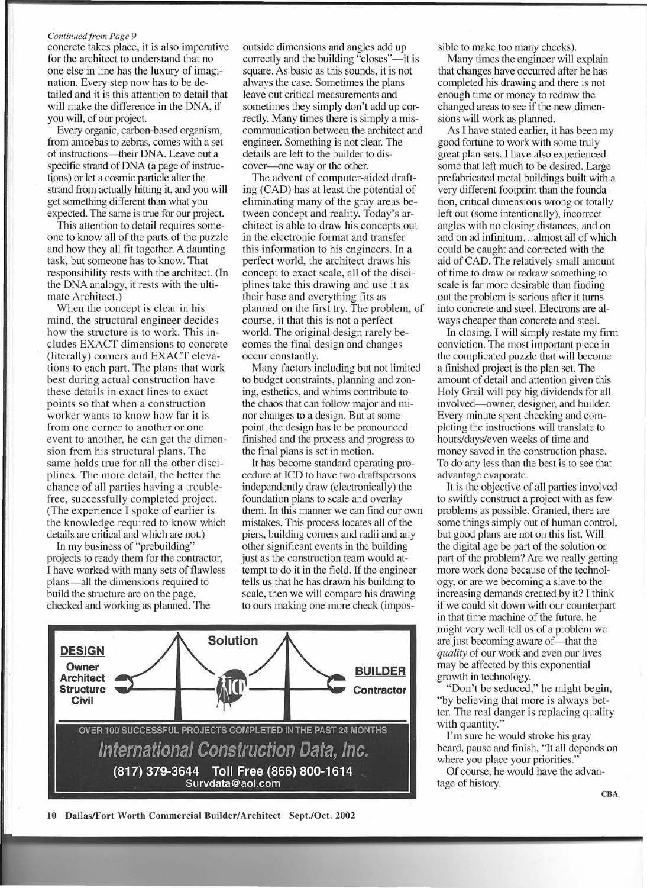*Continued from Page 9*

concrete takes place, it is also imperative for the architect to understand that no one else in line has the luxury of imagination. Every step now has to be detailed and it is this attention to detail that will make the difference in the DNA, if you will, of our project.

Every organic, carbon-based organism, from amoebas to zebras, comes with a set of instructions—their DNA. Leave out a specific strand of DNA (a page of instructions) or let a cosmic particle alter the strand from actually hitting it, and you will get something different than what you expected. The same is true for our project.

This attention to detail requires someone to know all of the parts of the puzzle and how they all fit together. A daunting task, but someone has to know. That responsibility rests with the architect. (In the DNA analogy, it rests with the ultimate Architect.)

When the concept is clear in his mind, the structural engineer decides how the structure is to work. This includes EXACT dimensions to concrete (literally) corners and EXACT elevations to each part. The plans that work best during actual construction have these details in exact lines to exact points so that when a construction worker wants to know how far it is from one corner to another or one event to another, he can get the dimension from his structural plans. The same holds true for all the other disciplines. The more detail, the better the chance of all parties having a trouble-free, successfully completed project. (The experience I spoke of earlier is the knowledge required to know which details are critical and which are not.)

In my business of "prebuilding" projects to ready them for the contractor, I have worked with many sets of flawless plans—all the dimensions required to build the structure are on the page, checked and working as planned. The outside dimensions and angles add up correctly and the building "closes"—it is square. As basic as this sounds, it is not always the case. Sometimes the plans leave out critical measurements and sometimes they simply don't add up correctly. Many times there is simply a miscommunication between the architect and engineer. Something is not clear. The details are left to the builder to discover—one way or the other.

The advent of computer-aided drafting (CAD) has at least the potential of eliminating many of the gray areas between concept and reality. Today's architect is able to draw his concepts out in the electronic format and transfer this information to his engineers. In a perfect world, the architect draws his concept to exact scale, all of the disciplines take this drawing and use it as their base and everything fits as planned on the first try. The problem, of course, it that this is not a perfect world. The original design rarely becomes the final design and changes occur constantly.

Many factors including but not limited to budget constraints, planning and zoning, esthetics, and whims contribute to the chaos that can follow major and minor changes to a design. But at some point, the design has to be pronounced finished and the process and progress to the final plans is set in motion.

It has become standard operating procedure at ICD to have two draftspersons independently draw (electronically) the foundation plans to scale and overlay them. In this manner we can find our own mistakes. This process locates all of the piers, building corners and radii and any other significant events in the building just as the construction team would attempt to do it in the field. If the engineer tells us that he has drawn his building to scale, then we will compare his drawing to ours making one more check (impossible to make too many checks).

Many times the engineer will explain that changes have occurred after he has completed his drawing and there is not enough time or money to redraw the changed areas to see if the new dimensions will work as planned.

As I have stated earlier, it has been my good fortune to work with some truly great plan sets. I have also experienced some that left much to be desired. Large prefabricated metal buildings built with a very different footprint than the foundation, critical dimensions wrong or totally left out (some intentionally), incorrect angles with no closing distances, and on and on ad infinitum…almost all of which could be caught and corrected with the aid of CAD. The relatively small amount of time to draw or redraw something to scale is far more desirable than finding out the problem is serious after it turns into concrete and steel. Electrons are always cheaper than concrete and steel.

In closing, I will simply restate my firm conviction. The most important piece in the complicated puzzle that will become a finished project is the plan set. The amount of detail and attention given this Holy Grail will pay big dividends for all involved—owner, designer, and builder. Every minute spent checking and completing the instructions will translate to hours/days/even weeks of time and money saved in the construction phase. To do any less than the best is to see that advantage evaporate.

It is the objective of all parties involved to swiftly construct a project with as few problems as possible. Granted, there are some things simply out of human control, but good plans are not on this list. Will the digital age be part of the solution or part of the problem? Are we really getting more work done because of the technology, or are we becoming a slave to the increasing demands created by it? I think if we could sit down with our counterpart in that time machine of the future, he might very well tell us of a problem we are just becoming aware of—that the *quality* of our work and even our lives may be affected by this exponential growth in technology.

"Don't be seduced," he might begin, "by believing that more is always better. The real danger is replacing quality with quantity."

I'm sure he would stroke his gray beard, pause and finish, "It all depends on where you place your priorities."

Of course, he would have the advantage of history.

CBA

**DESIGN**
Owner
Architect
Structure
Civil

Solution

ICD

**BUILDER**
Contractor

OVER 100 SUCCESSFUL PROJECTS COMPLETED IN THE PAST 24 MONTHS

**International Construction Data, Inc.**

(817) 379-3644 Toll Free (866) 800-1614
Survdata@aol.com